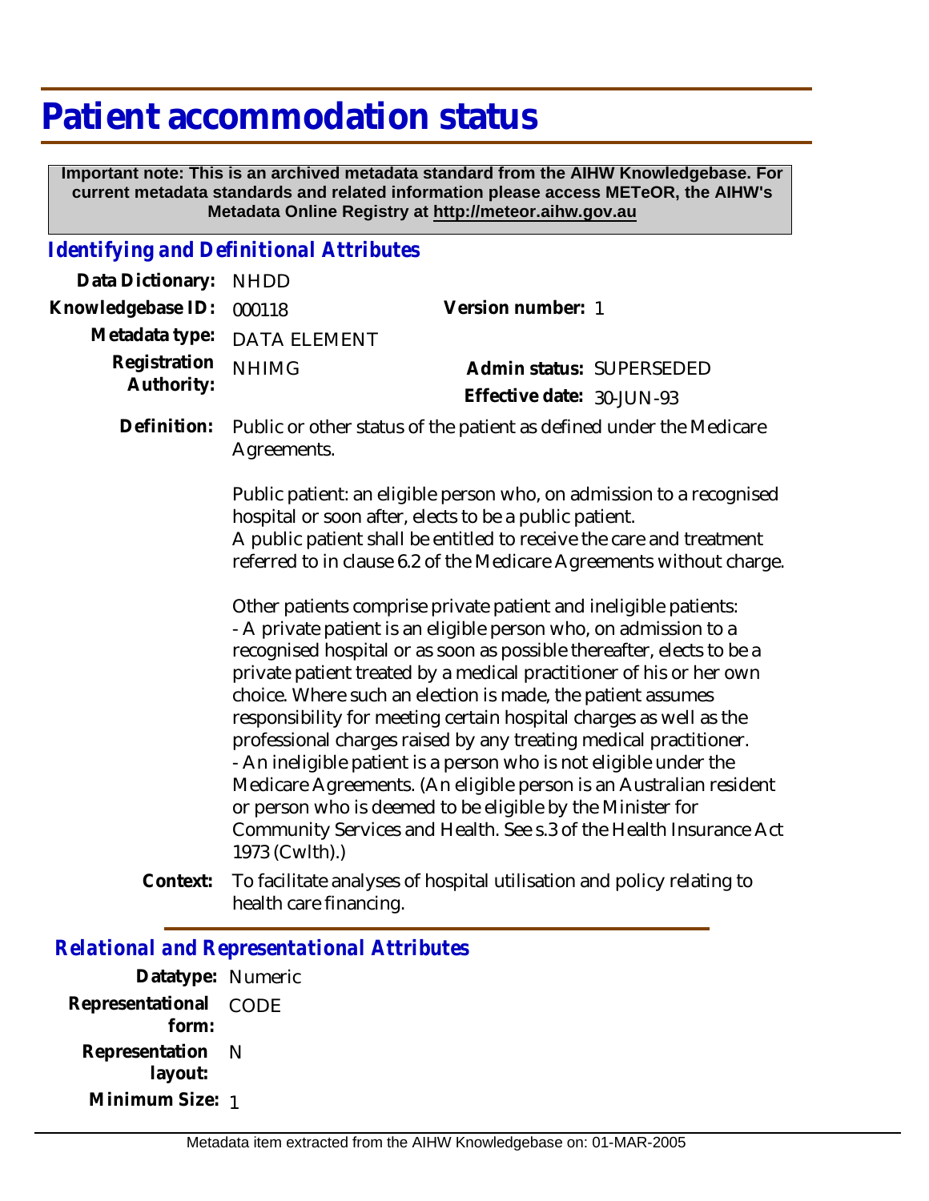# Patient accommodation status

**Important note: This is an archived metadata standard from the AIHW Knowledgebase. For current metadata standards and related information please access METeOR, the AIHW's Metadata Online Registry at http://meteor.aihw.gov.au**

## *Identifying and Definitional Attributes*

**Data Dictionary:** NHDD

**Knowledgebase ID:** 000118

**Version number:** 1

**Metadata type:** DATA ELEMENT

**Registration Authority:** NHIMG

**Admin status:** SUPERSEDED

**Effective date:** 30-JUN-93

**Definition:** Public or other status of the patient as defined under the Medicare Agreements.

Public patient: an eligible person who, on admission to a recognised hospital or soon after, elects to be a public patient.
A public patient shall be entitled to receive the care and treatment referred to in clause 6.2 of the Medicare Agreements without charge.

Other patients comprise private patient and ineligible patients:
- A private patient is an eligible person who, on admission to a recognised hospital or as soon as possible thereafter, elects to be a private patient treated by a medical practitioner of his or her own choice. Where such an election is made, the patient assumes responsibility for meeting certain hospital charges as well as the professional charges raised by any treating medical practitioner.
- An ineligible patient is a person who is not eligible under the Medicare Agreements. (An eligible person is an Australian resident or person who is deemed to be eligible by the Minister for Community Services and Health. See s.3 of the Health Insurance Act 1973 (Cwlth).)

**Context:** To facilitate analyses of hospital utilisation and policy relating to health care financing.

## *Relational and Representational Attributes*

**Datatype:** Numeric

**Representational form:** CODE

**Representation layout:** N

**Minimum Size:** 1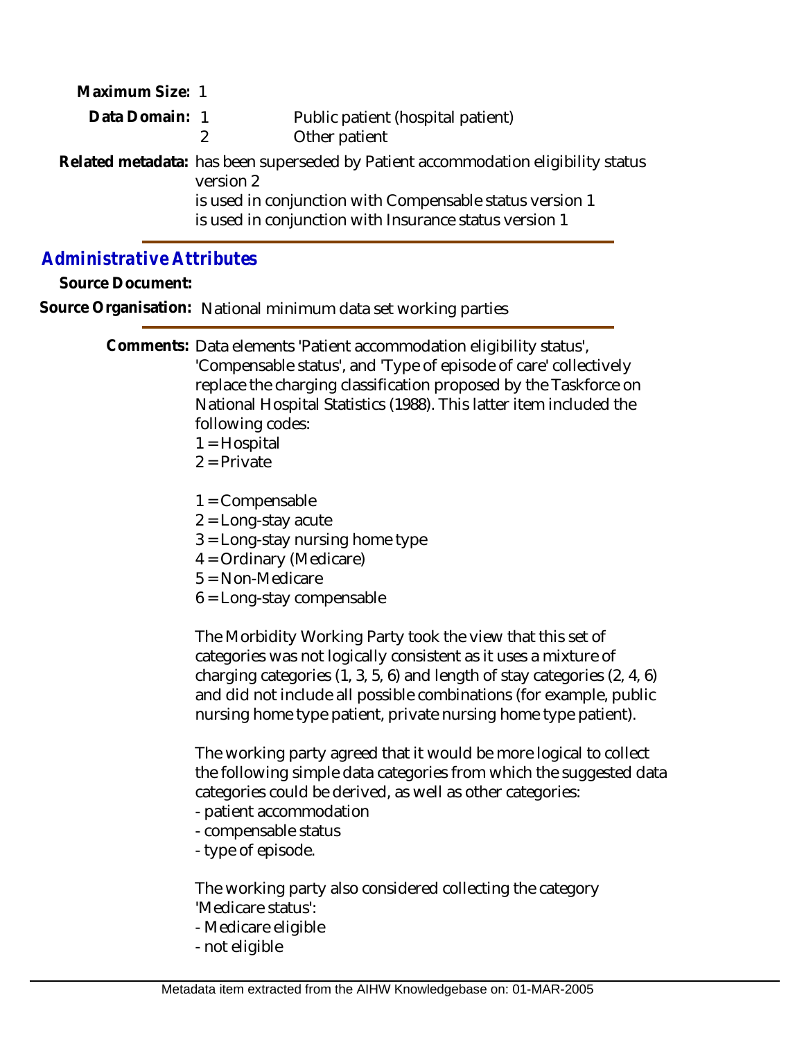**Maximum Size:** 1

**Data Domain:**

1 Public patient (hospital patient)
2 Other patient

**Related metadata:** has been superseded by Patient accommodation eligibility status version 2
is used in conjunction with Compensable status version 1
is used in conjunction with Insurance status version 1

## Administrative Attributes

**Source Document:**

**Source Organisation:** National minimum data set working parties

**Comments:** Data elements 'Patient accommodation eligibility status', 'Compensable status', and 'Type of episode of care' collectively replace the charging classification proposed by the Taskforce on National Hospital Statistics (1988). This latter item included the following codes:

1 = Hospital
2 = Private

1 = Compensable
2 = Long-stay acute
3 = Long-stay nursing home type
4 = Ordinary (Medicare)
5 = Non-Medicare
6 = Long-stay compensable

The Morbidity Working Party took the view that this set of categories was not logically consistent as it uses a mixture of charging categories (1, 3, 5, 6) and length of stay categories (2, 4, 6) and did not include all possible combinations (for example, public nursing home type patient, private nursing home type patient).

The working party agreed that it would be more logical to collect the following simple data categories from which the suggested data categories could be derived, as well as other categories:

- patient accommodation
- compensable status
- type of episode.

The working party also considered collecting the category 'Medicare status':

- Medicare eligible
- not eligible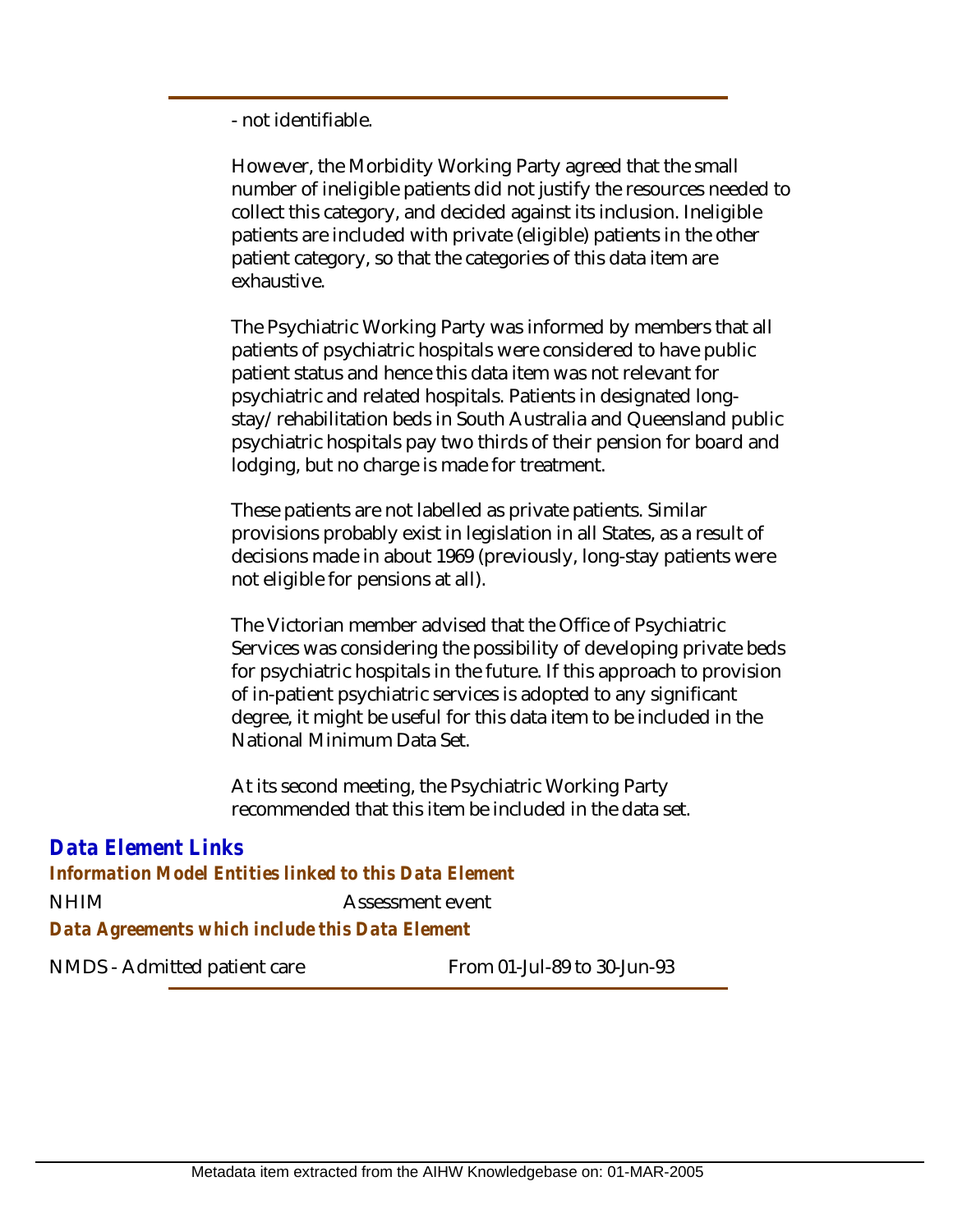- not identifiable.

However, the Morbidity Working Party agreed that the small number of ineligible patients did not justify the resources needed to collect this category, and decided against its inclusion. Ineligible patients are included with private (eligible) patients in the other patient category, so that the categories of this data item are exhaustive.

The Psychiatric Working Party was informed by members that all patients of psychiatric hospitals were considered to have public patient status and hence this data item was not relevant for psychiatric and related hospitals. Patients in designated long-stay/rehabilitation beds in South Australia and Queensland public psychiatric hospitals pay two thirds of their pension for board and lodging, but no charge is made for treatment.

These patients are not labelled as private patients. Similar provisions probably exist in legislation in all States, as a result of decisions made in about 1969 (previously, long-stay patients were not eligible for pensions at all).

The Victorian member advised that the Office of Psychiatric Services was considering the possibility of developing private beds for psychiatric hospitals in the future. If this approach to provision of in-patient psychiatric services is adopted to any significant degree, it might be useful for this data item to be included in the National Minimum Data Set.

At its second meeting, the Psychiatric Working Party recommended that this item be included in the data set.

## Data Element Links

### Information Model Entities linked to this Data Element

| | |
|---|---|
| NHIM | Assessment event |

### Data Agreements which include this Data Element

| | |
|---|---|
| NMDS - Admitted patient care | From 01-Jul-89 to 30-Jun-93 |

Metadata item extracted from the AIHW Knowledgebase on: 01-MAR-2005